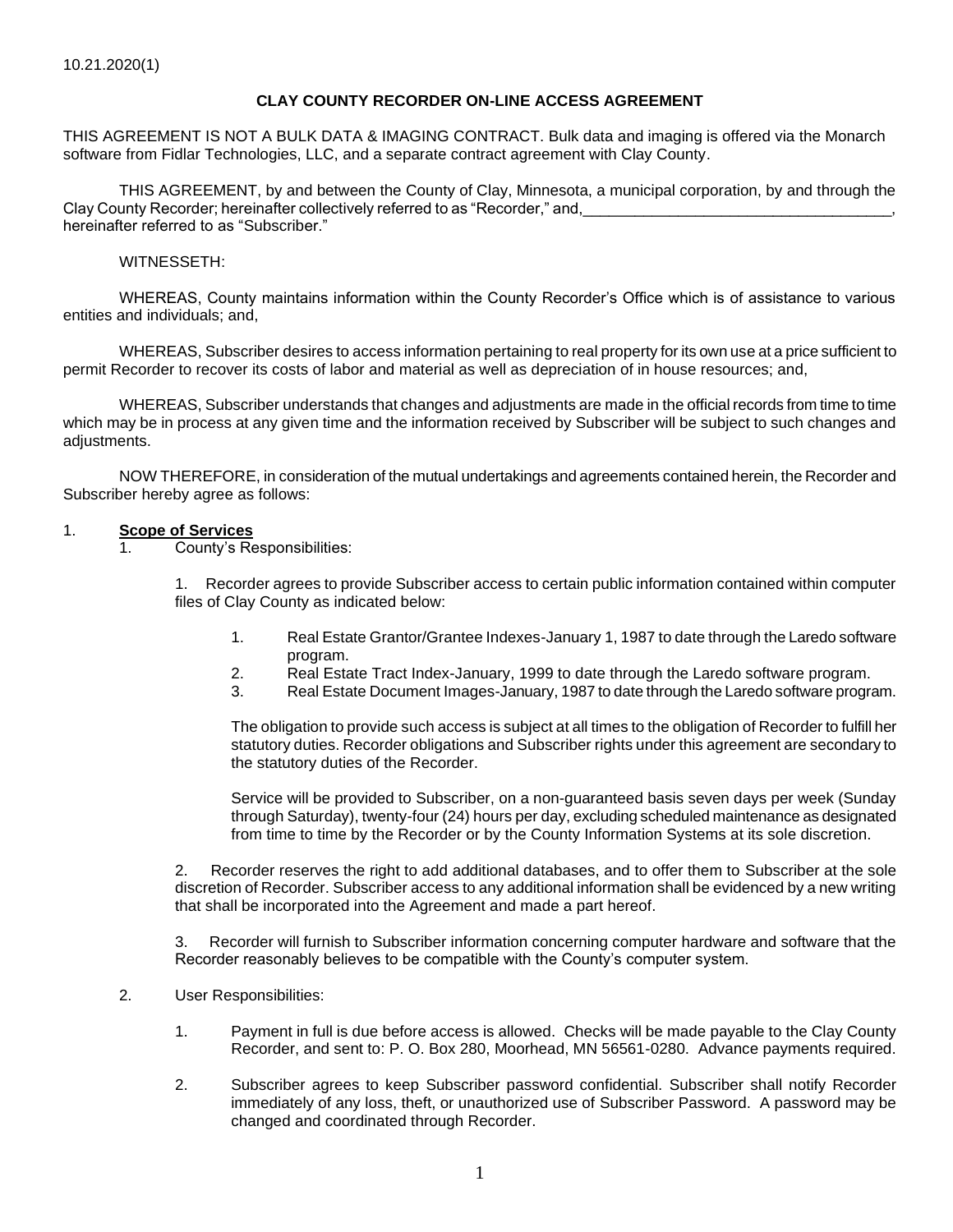10.21.2020(1)

# CLAY COUNTY RECORDER ON-LINE ACCESS AGREEMENT

THIS AGREEMENT IS NOT A BULK DATA & IMAGING CONTRACT. Bulk data and imaging is offered via the Monarch software from Fidlar Technologies, LLC, and a separate contract agreement with Clay County.

THIS AGREEMENT, by and between the County of Clay, Minnesota, a municipal corporation, by and through the Clay County Recorder; hereinafter collectively referred to as "Recorder," and,____________________________________, hereinafter referred to as "Subscriber."

WITNESSETH:

WHEREAS, County maintains information within the County Recorder's Office which is of assistance to various entities and individuals; and,

WHEREAS, Subscriber desires to access information pertaining to real property for its own use at a price sufficient to permit Recorder to recover its costs of labor and material as well as depreciation of in house resources; and,

WHEREAS, Subscriber understands that changes and adjustments are made in the official records from time to time which may be in process at any given time and the information received by Subscriber will be subject to such changes and adjustments.

NOW THEREFORE, in consideration of the mutual undertakings and agreements contained herein, the Recorder and Subscriber hereby agree as follows:

1. **Scope of Services**

   1. County's Responsibilities:

      1. Recorder agrees to provide Subscriber access to certain public information contained within computer files of Clay County as indicated below:

         1. Real Estate Grantor/Grantee Indexes-January 1, 1987 to date through the Laredo software program.
         2. Real Estate Tract Index-January, 1999 to date through the Laredo software program.
         3. Real Estate Document Images-January, 1987 to date through the Laredo software program.

         The obligation to provide such access is subject at all times to the obligation of Recorder to fulfill her statutory duties. Recorder obligations and Subscriber rights under this agreement are secondary to the statutory duties of the Recorder.

         Service will be provided to Subscriber, on a non-guaranteed basis seven days per week (Sunday through Saturday), twenty-four (24) hours per day, excluding scheduled maintenance as designated from time to time by the Recorder or by the County Information Systems at its sole discretion.

      2. Recorder reserves the right to add additional databases, and to offer them to Subscriber at the sole discretion of Recorder. Subscriber access to any additional information shall be evidenced by a new writing that shall be incorporated into the Agreement and made a part hereof.

      3. Recorder will furnish to Subscriber information concerning computer hardware and software that the Recorder reasonably believes to be compatible with the County's computer system.

   2. User Responsibilities:

      1. Payment in full is due before access is allowed. Checks will be made payable to the Clay County Recorder, and sent to: P. O. Box 280, Moorhead, MN 56561-0280. Advance payments required.

      2. Subscriber agrees to keep Subscriber password confidential. Subscriber shall notify Recorder immediately of any loss, theft, or unauthorized use of Subscriber Password. A password may be changed and coordinated through Recorder.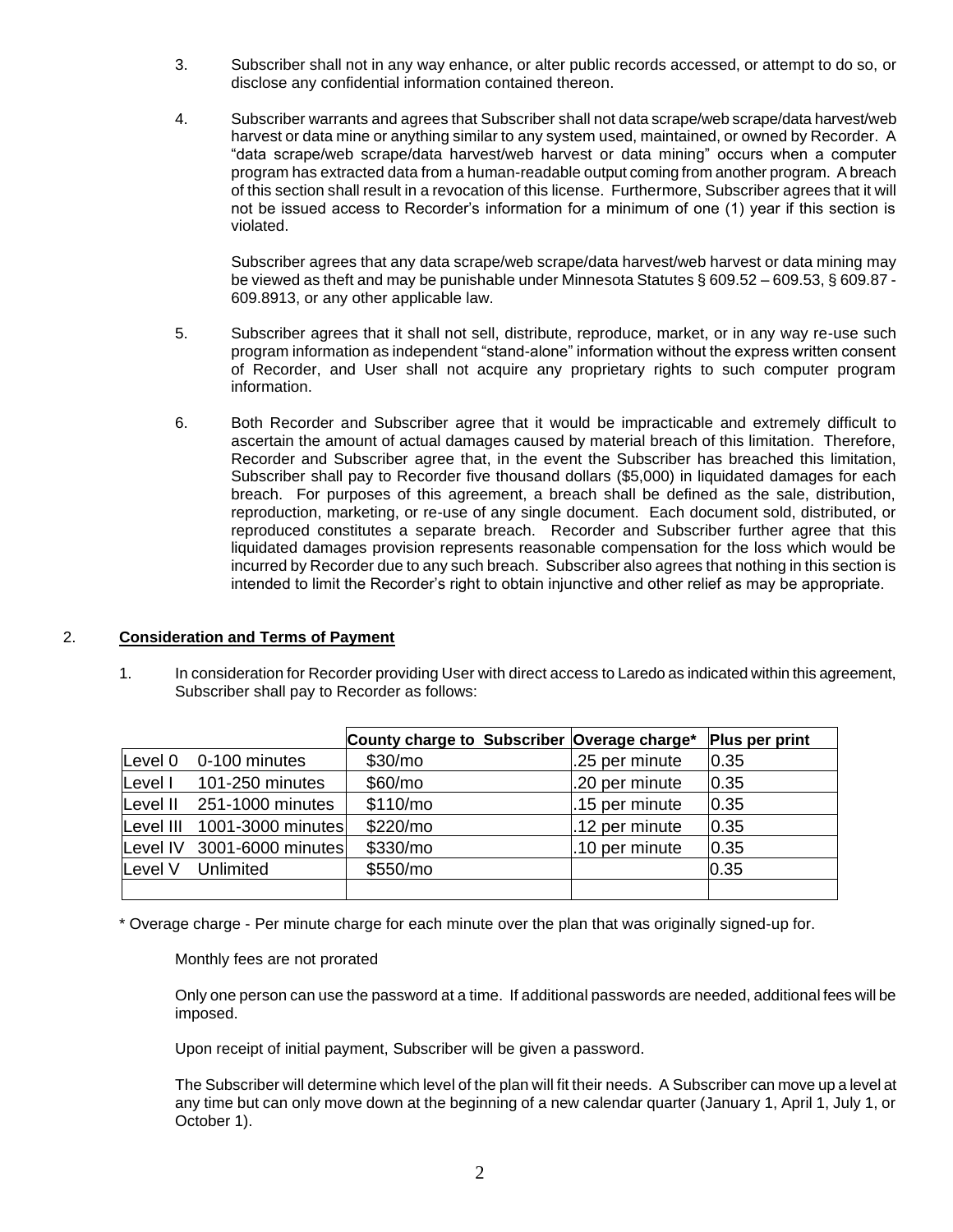3. Subscriber shall not in any way enhance, or alter public records accessed, or attempt to do so, or disclose any confidential information contained thereon.

4. Subscriber warrants and agrees that Subscriber shall not data scrape/web scrape/data harvest/web harvest or data mine or anything similar to any system used, maintained, or owned by Recorder. A "data scrape/web scrape/data harvest/web harvest or data mining" occurs when a computer program has extracted data from a human-readable output coming from another program. A breach of this section shall result in a revocation of this license. Furthermore, Subscriber agrees that it will not be issued access to Recorder's information for a minimum of one (1) year if this section is violated.

   Subscriber agrees that any data scrape/web scrape/data harvest/web harvest or data mining may be viewed as theft and may be punishable under Minnesota Statutes § 609.52 – 609.53, § 609.87 - 609.8913, or any other applicable law.

5. Subscriber agrees that it shall not sell, distribute, reproduce, market, or in any way re-use such program information as independent "stand-alone" information without the express written consent of Recorder, and User shall not acquire any proprietary rights to such computer program information.

6. Both Recorder and Subscriber agree that it would be impracticable and extremely difficult to ascertain the amount of actual damages caused by material breach of this limitation. Therefore, Recorder and Subscriber agree that, in the event the Subscriber has breached this limitation, Subscriber shall pay to Recorder five thousand dollars ($5,000) in liquidated damages for each breach. For purposes of this agreement, a breach shall be defined as the sale, distribution, reproduction, marketing, or re-use of any single document. Each document sold, distributed, or reproduced constitutes a separate breach. Recorder and Subscriber further agree that this liquidated damages provision represents reasonable compensation for the loss which would be incurred by Recorder due to any such breach. Subscriber also agrees that nothing in this section is intended to limit the Recorder's right to obtain injunctive and other relief as may be appropriate.

## 2. **Consideration and Terms of Payment**

1. In consideration for Recorder providing User with direct access to Laredo as indicated within this agreement, Subscriber shall pay to Recorder as follows:

| | | **County charge to Subscriber** | **Overage charge*** | **Plus per print** |
|---|---|---|---|---|
| Level 0 | 0-100 minutes | $30/mo | .25 per minute | 0.35 |
| Level I | 101-250 minutes | $60/mo | .20 per minute | 0.35 |
| Level II | 251-1000 minutes | $110/mo | .15 per minute | 0.35 |
| Level III | 1001-3000 minutes | $220/mo | .12 per minute | 0.35 |
| Level IV | 3001-6000 minutes | $330/mo | .10 per minute | 0.35 |
| Level V | Unlimited | $550/mo | | 0.35 |
| | | | | |

\* Overage charge - Per minute charge for each minute over the plan that was originally signed-up for.

Monthly fees are not prorated

Only one person can use the password at a time. If additional passwords are needed, additional fees will be imposed.

Upon receipt of initial payment, Subscriber will be given a password.

The Subscriber will determine which level of the plan will fit their needs. A Subscriber can move up a level at any time but can only move down at the beginning of a new calendar quarter (January 1, April 1, July 1, or October 1).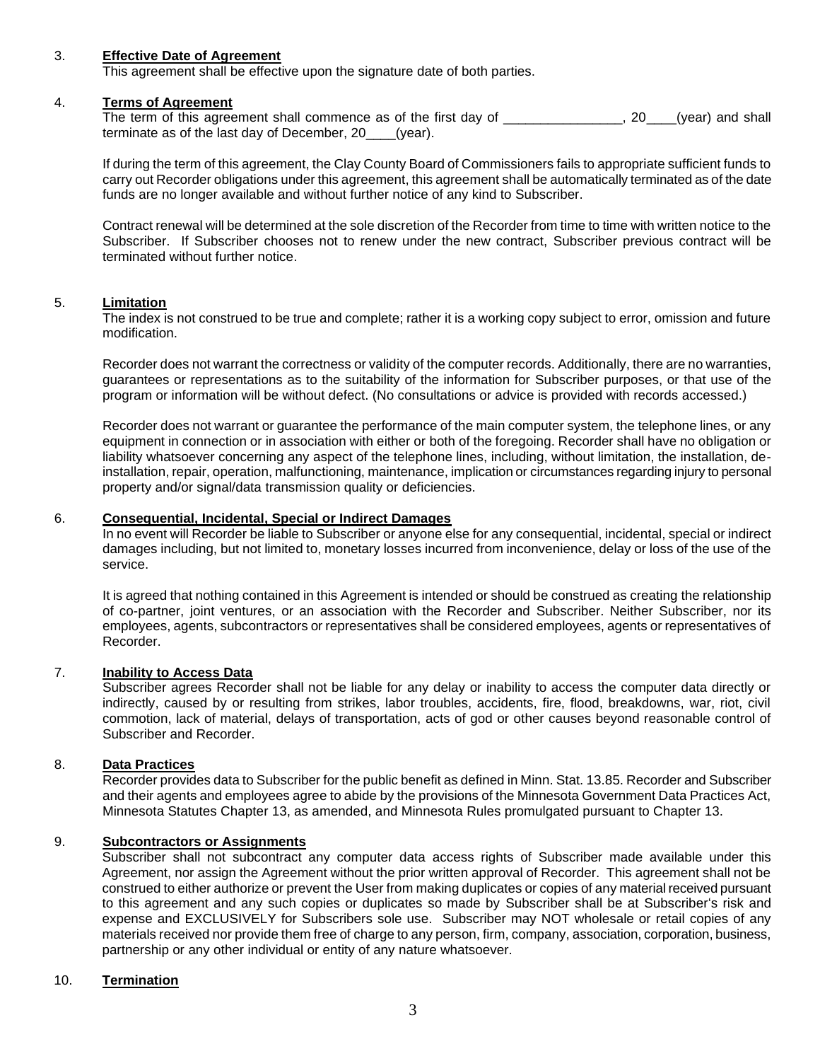3. **Effective Date of Agreement**

This agreement shall be effective upon the signature date of both parties.

4. **Terms of Agreement**

The term of this agreement shall commence as of the first day of ________________, 20____(year) and shall terminate as of the last day of December, 20____(year).

If during the term of this agreement, the Clay County Board of Commissioners fails to appropriate sufficient funds to carry out Recorder obligations under this agreement, this agreement shall be automatically terminated as of the date funds are no longer available and without further notice of any kind to Subscriber.

Contract renewal will be determined at the sole discretion of the Recorder from time to time with written notice to the Subscriber. If Subscriber chooses not to renew under the new contract, Subscriber previous contract will be terminated without further notice.

5. **Limitation**

The index is not construed to be true and complete; rather it is a working copy subject to error, omission and future modification.

Recorder does not warrant the correctness or validity of the computer records. Additionally, there are no warranties, guarantees or representations as to the suitability of the information for Subscriber purposes, or that use of the program or information will be without defect. (No consultations or advice is provided with records accessed.)

Recorder does not warrant or guarantee the performance of the main computer system, the telephone lines, or any equipment in connection or in association with either or both of the foregoing. Recorder shall have no obligation or liability whatsoever concerning any aspect of the telephone lines, including, without limitation, the installation, de-installation, repair, operation, malfunctioning, maintenance, implication or circumstances regarding injury to personal property and/or signal/data transmission quality or deficiencies.

6. **Consequential, Incidental, Special or Indirect Damages**

In no event will Recorder be liable to Subscriber or anyone else for any consequential, incidental, special or indirect damages including, but not limited to, monetary losses incurred from inconvenience, delay or loss of the use of the service.

It is agreed that nothing contained in this Agreement is intended or should be construed as creating the relationship of co-partner, joint ventures, or an association with the Recorder and Subscriber. Neither Subscriber, nor its employees, agents, subcontractors or representatives shall be considered employees, agents or representatives of Recorder.

7. **Inability to Access Data**

Subscriber agrees Recorder shall not be liable for any delay or inability to access the computer data directly or indirectly, caused by or resulting from strikes, labor troubles, accidents, fire, flood, breakdowns, war, riot, civil commotion, lack of material, delays of transportation, acts of god or other causes beyond reasonable control of Subscriber and Recorder.

8. **Data Practices**

Recorder provides data to Subscriber for the public benefit as defined in Minn. Stat. 13.85. Recorder and Subscriber and their agents and employees agree to abide by the provisions of the Minnesota Government Data Practices Act, Minnesota Statutes Chapter 13, as amended, and Minnesota Rules promulgated pursuant to Chapter 13.

9. **Subcontractors or Assignments**

Subscriber shall not subcontract any computer data access rights of Subscriber made available under this Agreement, nor assign the Agreement without the prior written approval of Recorder. This agreement shall not be construed to either authorize or prevent the User from making duplicates or copies of any material received pursuant to this agreement and any such copies or duplicates so made by Subscriber shall be at Subscriber's risk and expense and EXCLUSIVELY for Subscribers sole use. Subscriber may NOT wholesale or retail copies of any materials received nor provide them free of charge to any person, firm, company, association, corporation, business, partnership or any other individual or entity of any nature whatsoever.

10. **Termination**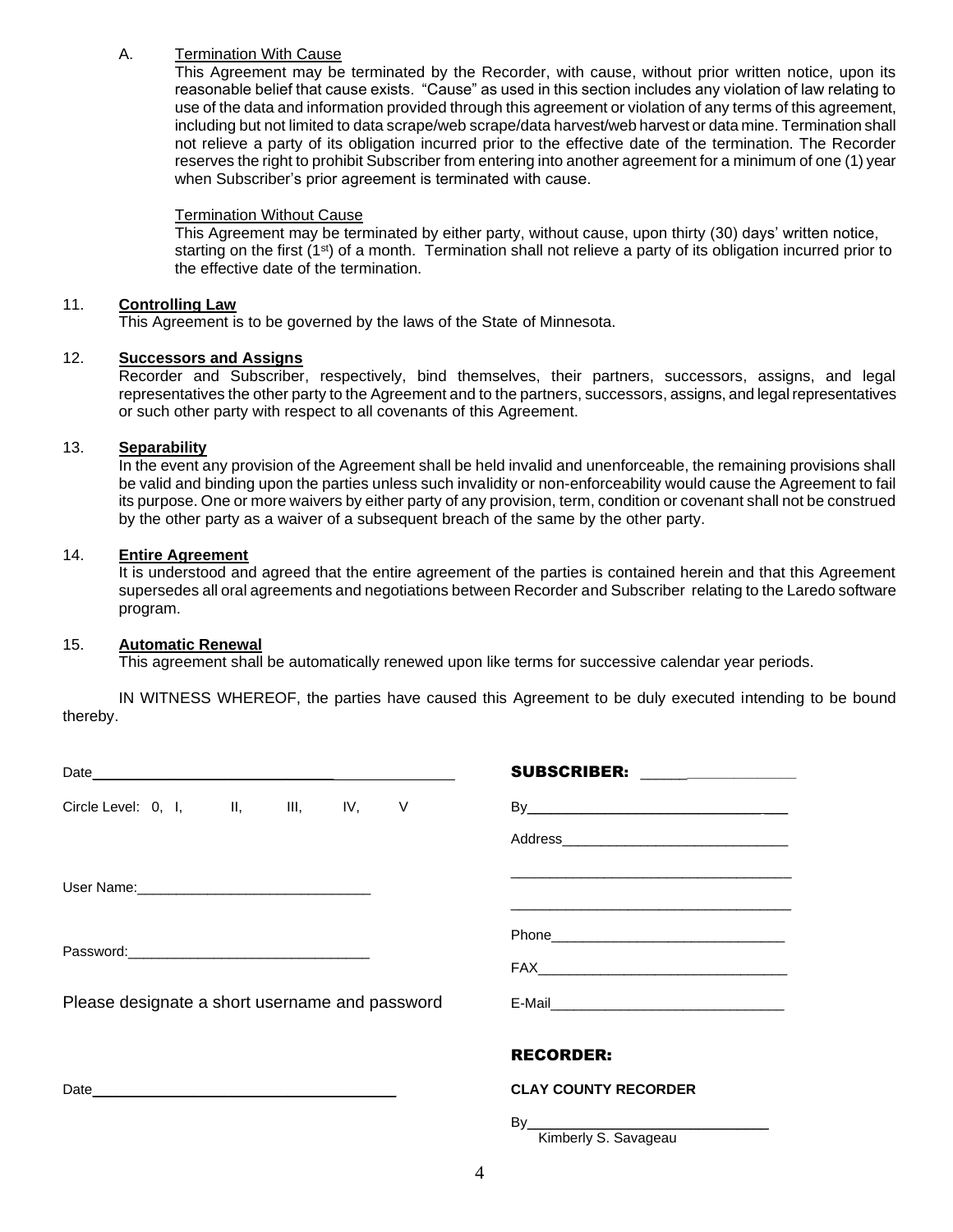A. Termination With Cause

This Agreement may be terminated by the Recorder, with cause, without prior written notice, upon its reasonable belief that cause exists. "Cause" as used in this section includes any violation of law relating to use of the data and information provided through this agreement or violation of any terms of this agreement, including but not limited to data scrape/web scrape/data harvest/web harvest or data mine. Termination shall not relieve a party of its obligation incurred prior to the effective date of the termination. The Recorder reserves the right to prohibit Subscriber from entering into another agreement for a minimum of one (1) year when Subscriber's prior agreement is terminated with cause.

Termination Without Cause

This Agreement may be terminated by either party, without cause, upon thirty (30) days' written notice, starting on the first (1st) of a month. Termination shall not relieve a party of its obligation incurred prior to the effective date of the termination.

11. **Controlling Law**

This Agreement is to be governed by the laws of the State of Minnesota.

12. **Successors and Assigns**

Recorder and Subscriber, respectively, bind themselves, their partners, successors, assigns, and legal representatives the other party to the Agreement and to the partners, successors, assigns, and legal representatives or such other party with respect to all covenants of this Agreement.

13. **Separability**

In the event any provision of the Agreement shall be held invalid and unenforceable, the remaining provisions shall be valid and binding upon the parties unless such invalidity or non-enforceability would cause the Agreement to fail its purpose. One or more waivers by either party of any provision, term, condition or covenant shall not be construed by the other party as a waiver of a subsequent breach of the same by the other party.

14. **Entire Agreement**

It is understood and agreed that the entire agreement of the parties is contained herein and that this Agreement supersedes all oral agreements and negotiations between Recorder and Subscriber relating to the Laredo software program.

15. **Automatic Renewal**

This agreement shall be automatically renewed upon like terms for successive calendar year periods.

IN WITNESS WHEREOF, the parties have caused this Agreement to be duly executed intending to be bound thereby.

Date________________________________________

Circle Level: 0, I, II, III, IV, V

User Name:______________________________

Password:_______________________________

Please designate a short username and password

Date________________________________________

**SUBSCRIBER:** ___________________

By____________________________________

Address_____________________________

____________________________________

____________________________________

Phone______________________________

FAX________________________________

E-Mail_____________________________

**RECORDER:**

**CLAY COUNTY RECORDER**

By______________________________
Kimberly S. Savageau